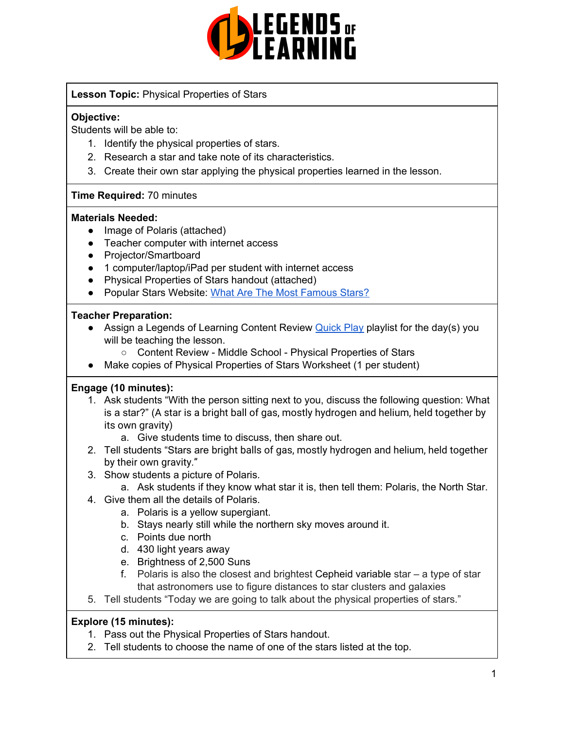**Lesson Topic:** Physical Properties of Stars

**Objective:**
Students will be able to:

1. Identify the physical properties of stars.
2. Research a star and take note of its characteristics.
3. Create their own star applying the physical properties learned in the lesson.

**Time Required:** 70 minutes

**Materials Needed:**

- Image of Polaris (attached)
- Teacher computer with internet access
- Projector/Smartboard
- 1 computer/laptop/iPad per student with internet access
- Physical Properties of Stars handout (attached)
- Popular Stars Website: What Are The Most Famous Stars?

**Teacher Preparation:**

- Assign a Legends of Learning Content Review Quick Play playlist for the day(s) you will be teaching the lesson.
  - Content Review - Middle School - Physical Properties of Stars
- Make copies of Physical Properties of Stars Worksheet (1 per student)

**Engage (10 minutes):**

1. Ask students "With the person sitting next to you, discuss the following question: What is a star?" (A star is a bright ball of gas, mostly hydrogen and helium, held together by its own gravity)
   a. Give students time to discuss, then share out.
2. Tell students "Stars are bright balls of gas, mostly hydrogen and helium, held together by their own gravity."
3. Show students a picture of Polaris.
   a. Ask students if they know what star it is, then tell them: Polaris, the North Star.
4. Give them all the details of Polaris.
   a. Polaris is a yellow supergiant.
   b. Stays nearly still while the northern sky moves around it.
   c. Points due north
   d. 430 light years away
   e. Brightness of 2,500 Suns
   f. Polaris is also the closest and brightest Cepheid variable star – a type of star that astronomers use to figure distances to star clusters and galaxies
5. Tell students "Today we are going to talk about the physical properties of stars."

**Explore (15 minutes):**

1. Pass out the Physical Properties of Stars handout.
2. Tell students to choose the name of one of the stars listed at the top.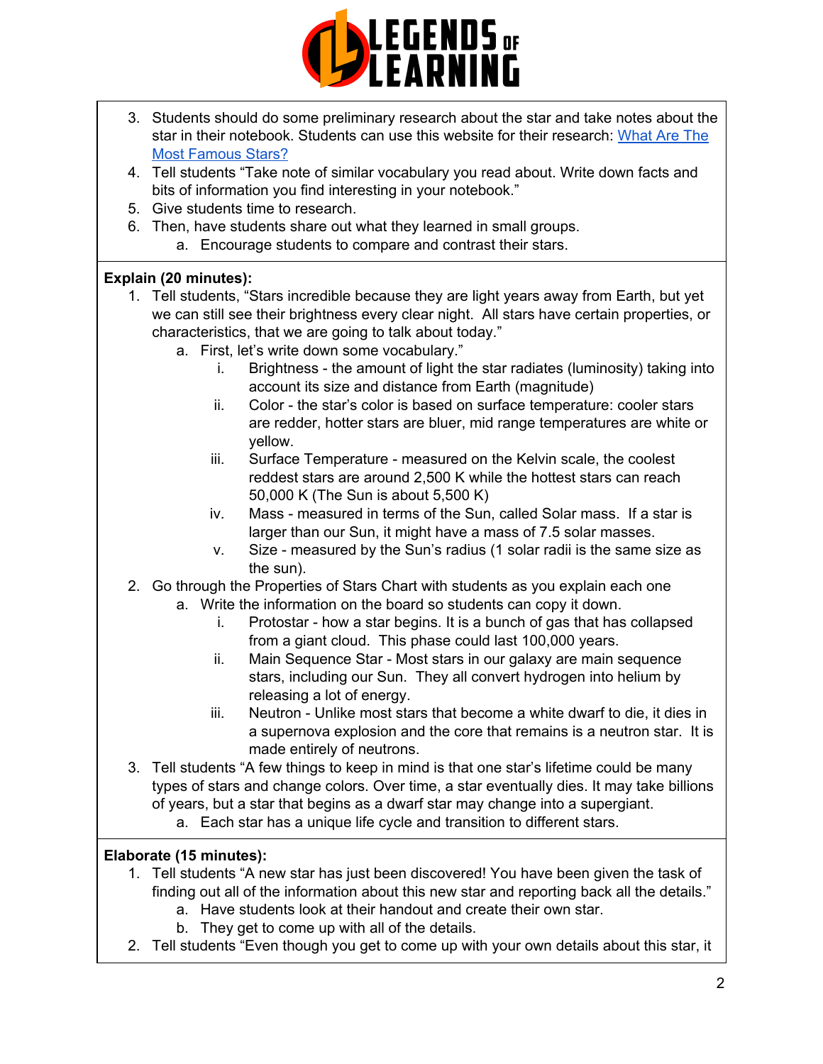3. Students should do some preliminary research about the star and take notes about the star in their notebook. Students can use this website for their research: [What Are The Most Famous Stars?](#)
4. Tell students "Take note of similar vocabulary you read about. Write down facts and bits of information you find interesting in your notebook."
5. Give students time to research.
6. Then, have students share out what they learned in small groups.
   a. Encourage students to compare and contrast their stars.

**Explain (20 minutes):**

1. Tell students, "Stars incredible because they are light years away from Earth, but yet we can still see their brightness every clear night. All stars have certain properties, or characteristics, that we are going to talk about today."
   a. First, let's write down some vocabulary."
      i. Brightness - the amount of light the star radiates (luminosity) taking into account its size and distance from Earth (magnitude)
      ii. Color - the star's color is based on surface temperature: cooler stars are redder, hotter stars are bluer, mid range temperatures are white or yellow.
      iii. Surface Temperature - measured on the Kelvin scale, the coolest reddest stars are around 2,500 K while the hottest stars can reach 50,000 K (The Sun is about 5,500 K)
      iv. Mass - measured in terms of the Sun, called Solar mass. If a star is larger than our Sun, it might have a mass of 7.5 solar masses.
      v. Size - measured by the Sun's radius (1 solar radii is the same size as the sun).
2. Go through the Properties of Stars Chart with students as you explain each one
   a. Write the information on the board so students can copy it down.
      i. Protostar - how a star begins. It is a bunch of gas that has collapsed from a giant cloud. This phase could last 100,000 years.
      ii. Main Sequence Star - Most stars in our galaxy are main sequence stars, including our Sun. They all convert hydrogen into helium by releasing a lot of energy.
      iii. Neutron - Unlike most stars that become a white dwarf to die, it dies in a supernova explosion and the core that remains is a neutron star. It is made entirely of neutrons.
3. Tell students "A few things to keep in mind is that one star's lifetime could be many types of stars and change colors. Over time, a star eventually dies. It may take billions of years, but a star that begins as a dwarf star may change into a supergiant.
   a. Each star has a unique life cycle and transition to different stars.

**Elaborate (15 minutes):**

1. Tell students "A new star has just been discovered! You have been given the task of finding out all of the information about this new star and reporting back all the details."
   a. Have students look at their handout and create their own star.
   b. They get to come up with all of the details.
2. Tell students "Even though you get to come up with your own details about this star, it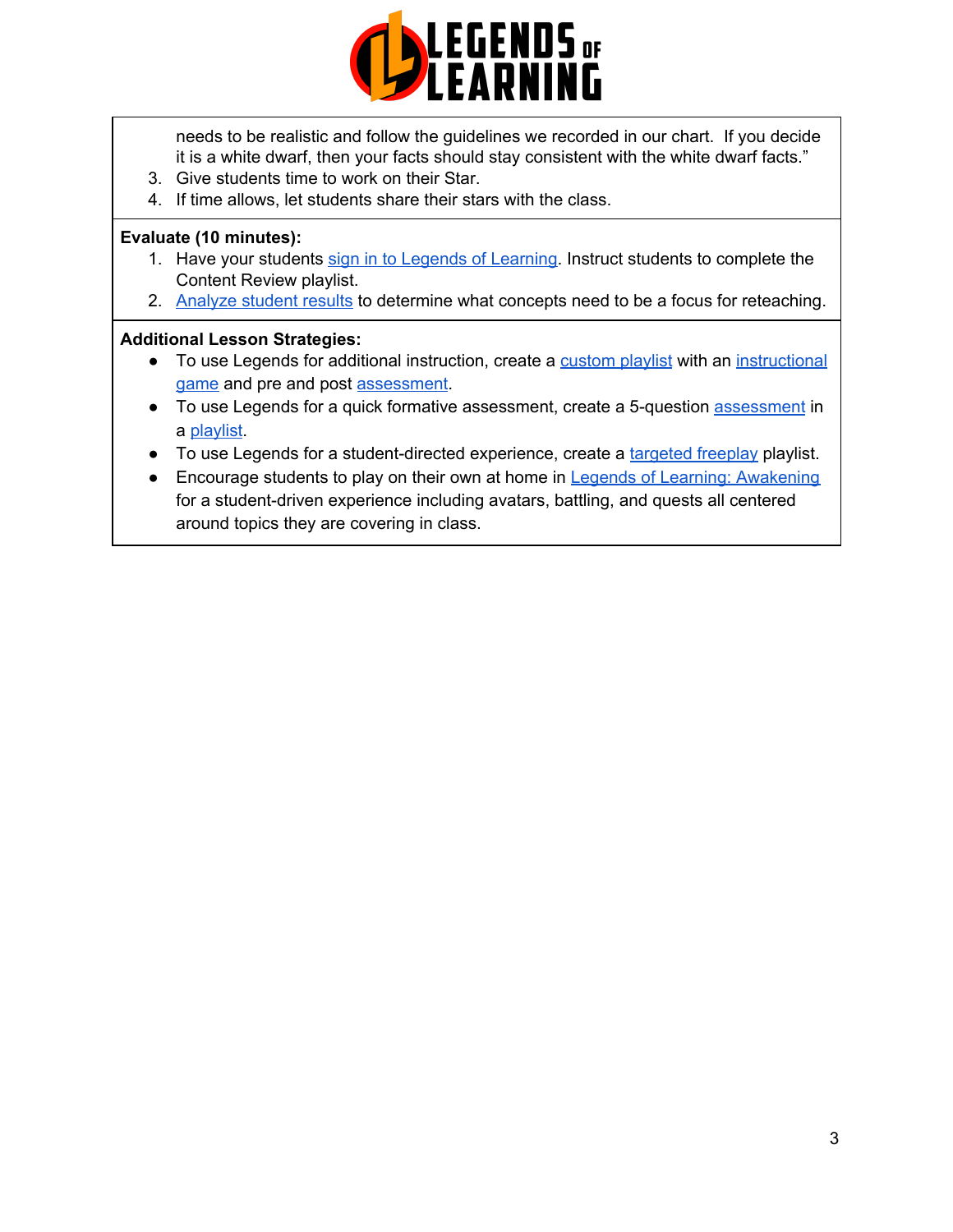needs to be realistic and follow the guidelines we recorded in our chart. If you decide it is a white dwarf, then your facts should stay consistent with the white dwarf facts."

3. Give students time to work on their Star.
4. If time allows, let students share their stars with the class.

**Evaluate (10 minutes):**

1. Have your students sign in to Legends of Learning. Instruct students to complete the Content Review playlist.
2. Analyze student results to determine what concepts need to be a focus for reteaching.

**Additional Lesson Strategies:**

- To use Legends for additional instruction, create a custom playlist with an instructional game and pre and post assessment.
- To use Legends for a quick formative assessment, create a 5-question assessment in a playlist.
- To use Legends for a student-directed experience, create a targeted freeplay playlist.
- Encourage students to play on their own at home in Legends of Learning: Awakening for a student-driven experience including avatars, battling, and quests all centered around topics they are covering in class.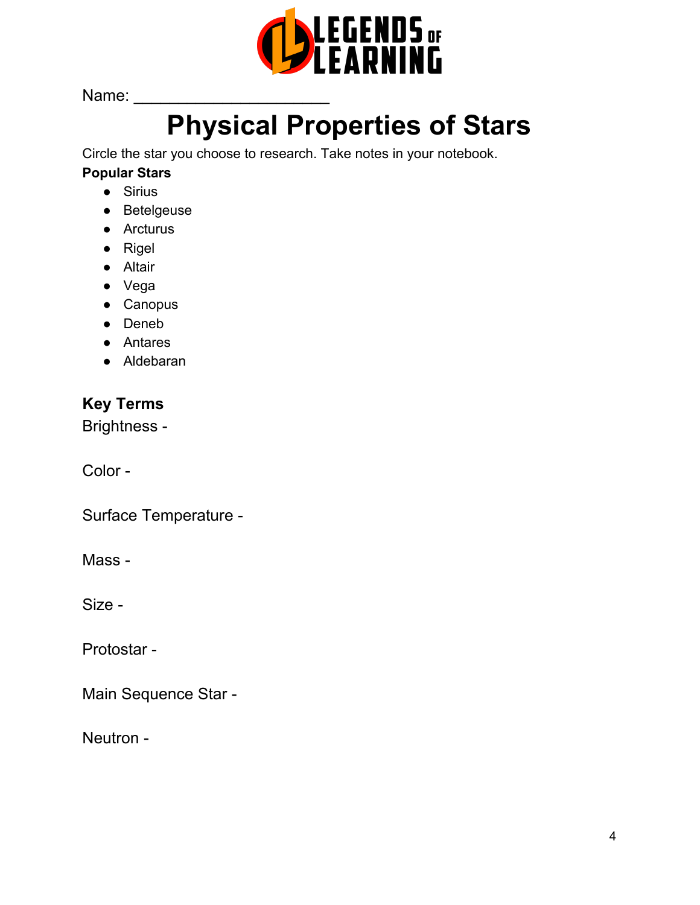Name: ____________________

# Physical Properties of Stars

Circle the star you choose to research. Take notes in your notebook.

**Popular Stars**

- Sirius
- Betelgeuse
- Arcturus
- Rigel
- Altair
- Vega
- Canopus
- Deneb
- Antares
- Aldebaran

### Key Terms

Brightness -

Color -

Surface Temperature -

Mass -

Size -

Protostar -

Main Sequence Star -

Neutron -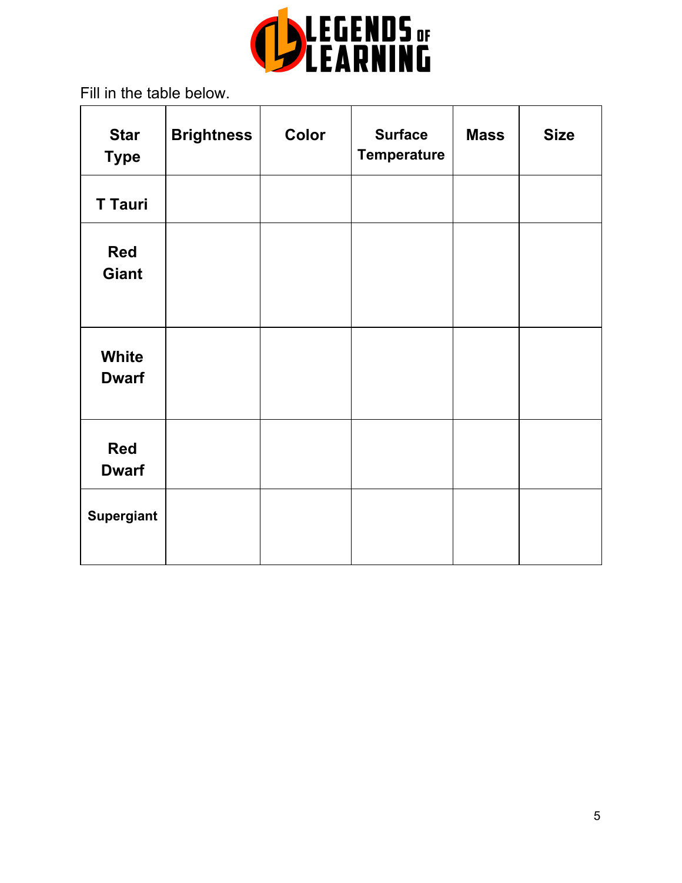Fill in the table below.

| Star Type | Brightness | Color | Surface Temperature | Mass | Size |
|---|---|---|---|---|---|
| T Tauri | | | | | |
| Red Giant | | | | | |
| White Dwarf | | | | | |
| Red Dwarf | | | | | |
| Supergiant | | | | | |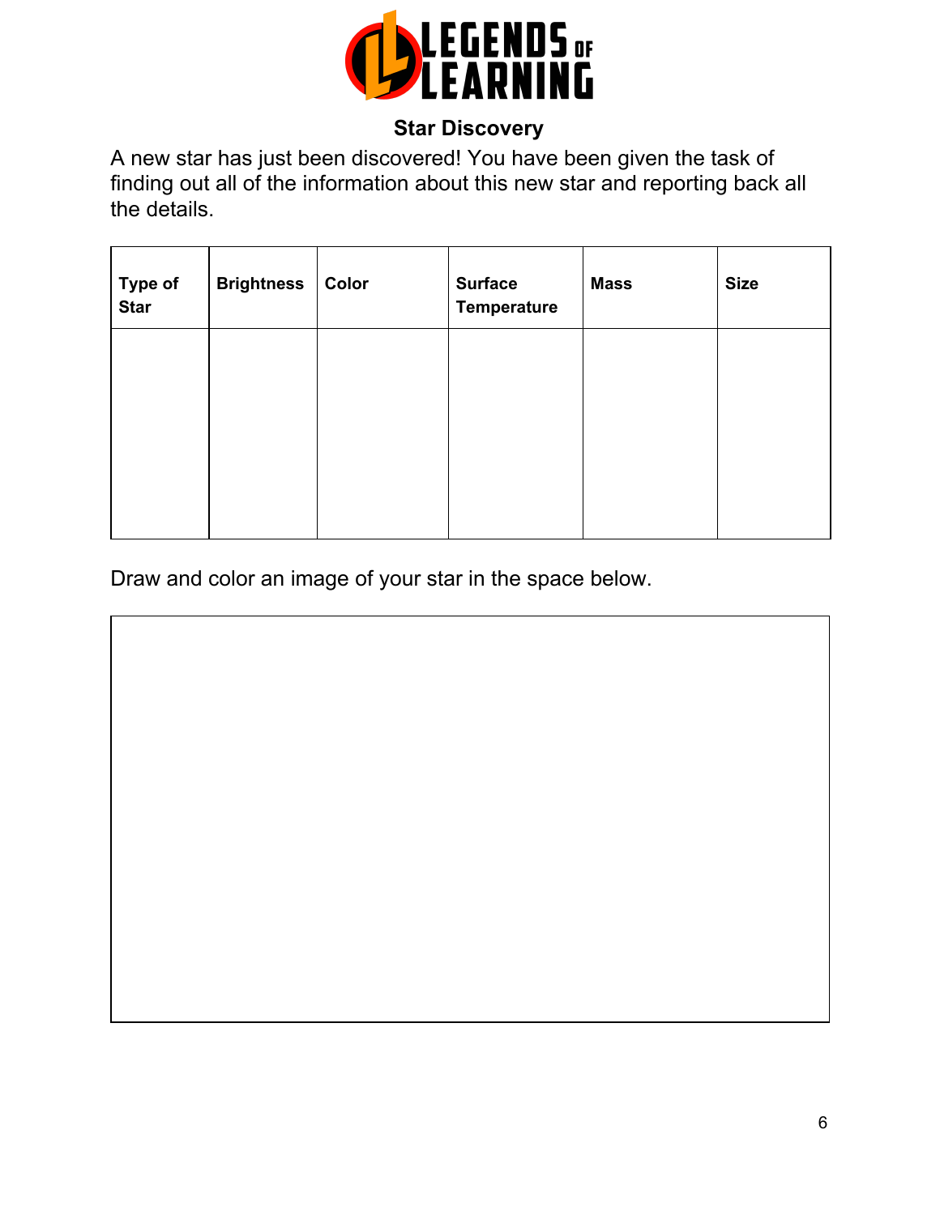**Star Discovery**

A new star has just been discovered! You have been given the task of finding out all of the information about this new star and reporting back all the details.

| Type of Star | Brightness | Color | Surface Temperature | Mass | Size |
|---|---|---|---|---|---|
| | | | | | |

Draw and color an image of your star in the space below.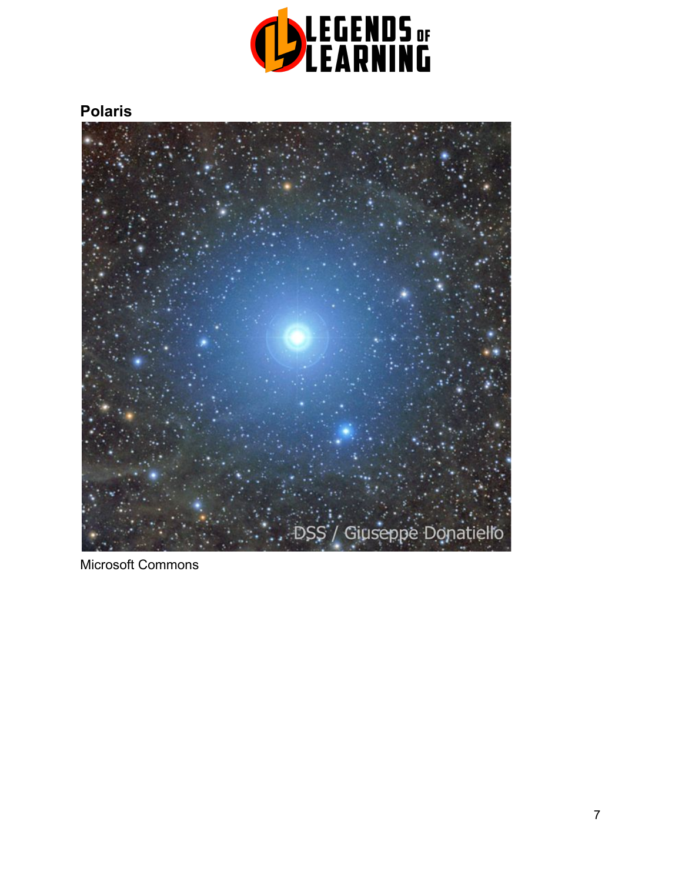**Polaris**

Microsoft Commons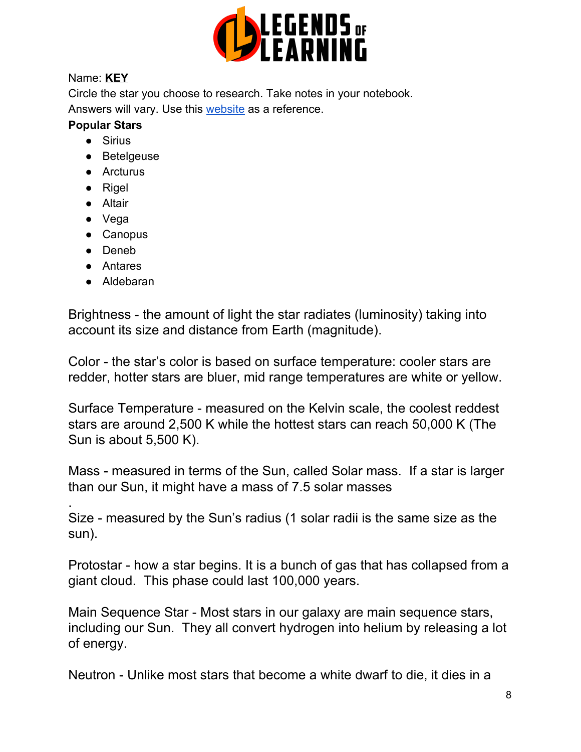Name: **KEY**

Circle the star you choose to research. Take notes in your notebook.
Answers will vary. Use this website as a reference.

**Popular Stars**

- Sirius
- Betelgeuse
- Arcturus
- Rigel
- Altair
- Vega
- Canopus
- Deneb
- Antares
- Aldebaran

Brightness - the amount of light the star radiates (luminosity) taking into account its size and distance from Earth (magnitude).

Color - the star's color is based on surface temperature: cooler stars are redder, hotter stars are bluer, mid range temperatures are white or yellow.

Surface Temperature - measured on the Kelvin scale, the coolest reddest stars are around 2,500 K while the hottest stars can reach 50,000 K (The Sun is about 5,500 K).

Mass - measured in terms of the Sun, called Solar mass. If a star is larger than our Sun, it might have a mass of 7.5 solar masses

.

Size - measured by the Sun's radius (1 solar radii is the same size as the sun).

Protostar - how a star begins. It is a bunch of gas that has collapsed from a giant cloud. This phase could last 100,000 years.

Main Sequence Star - Most stars in our galaxy are main sequence stars, including our Sun. They all convert hydrogen into helium by releasing a lot of energy.

Neutron - Unlike most stars that become a white dwarf to die, it dies in a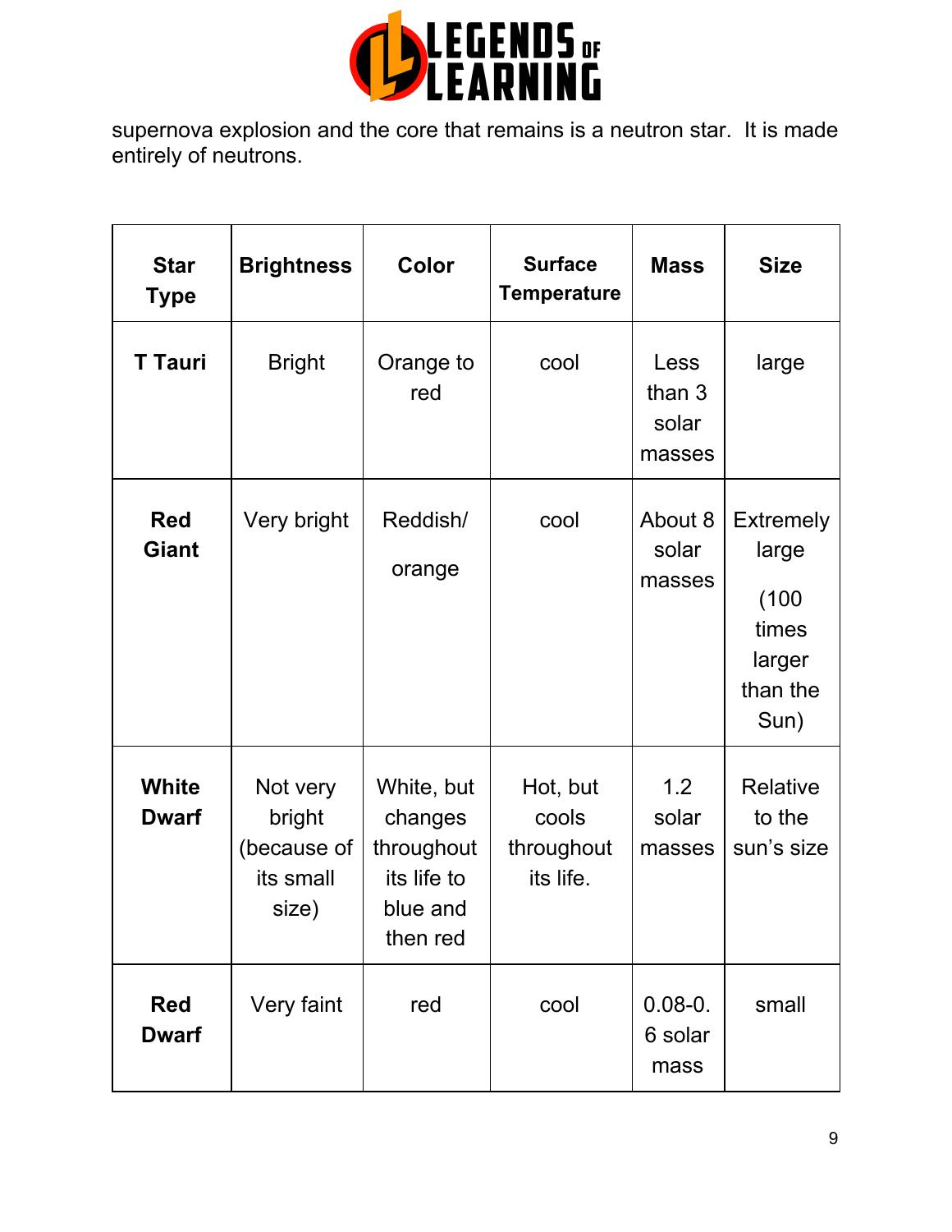supernova explosion and the core that remains is a neutron star. It is made entirely of neutrons.

| Star Type | Brightness | Color | Surface Temperature | Mass | Size |
|---|---|---|---|---|---|
| **T Tauri** | Bright | Orange to red | cool | Less than 3 solar masses | large |
| **Red Giant** | Very bright | Reddish/ orange | cool | About 8 solar masses | Extremely large (100 times larger than the Sun) |
| **White Dwarf** | Not very bright (because of its small size) | White, but changes throughout its life to blue and then red | Hot, but cools throughout its life. | 1.2 solar masses | Relative to the sun's size |
| **Red Dwarf** | Very faint | red | cool | 0.08-0.6 solar mass | small |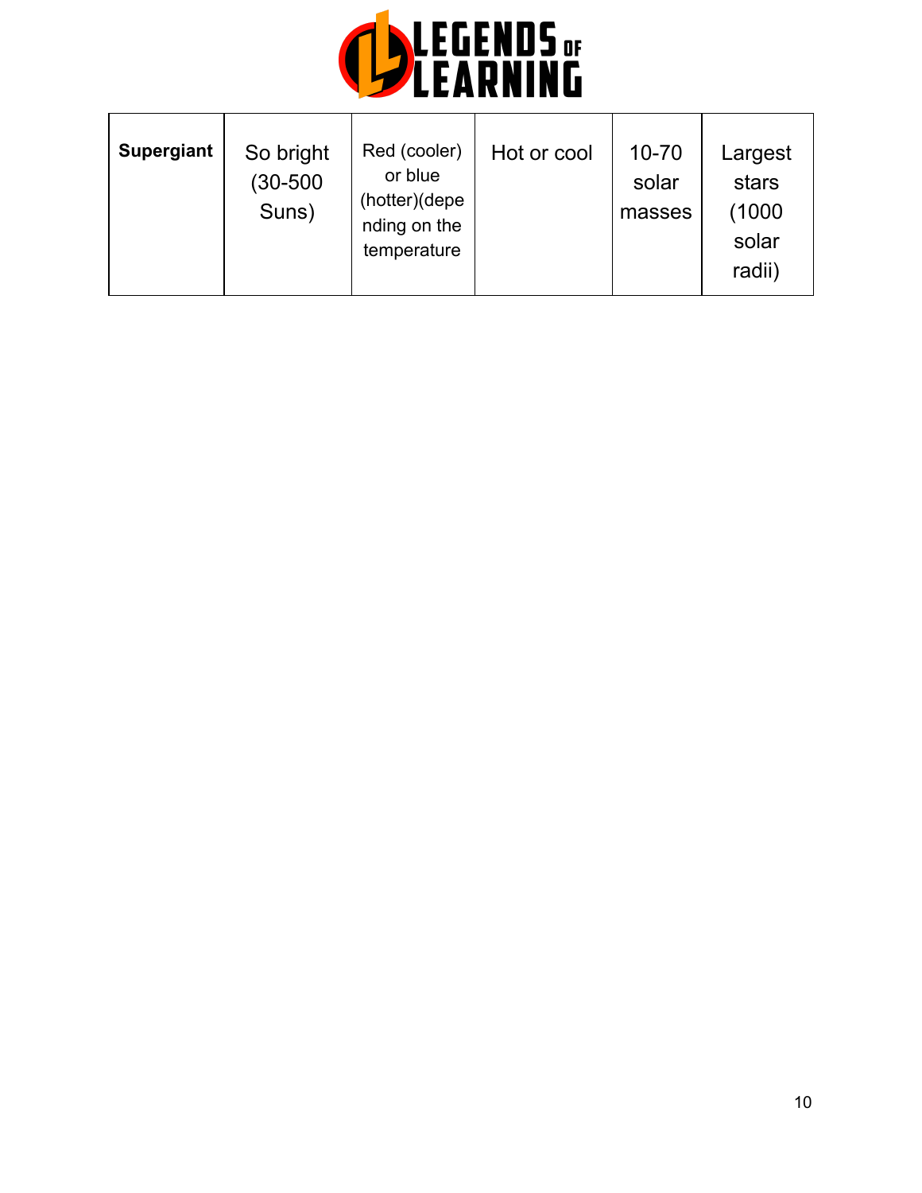| | | | | | |
|---|---|---|---|---|---|
| **Supergiant** | So bright (30-500 Suns) | Red (cooler) or blue (hotter)(depending on the temperature | Hot or cool | 10-70 solar masses | Largest stars (1000 solar radii) |